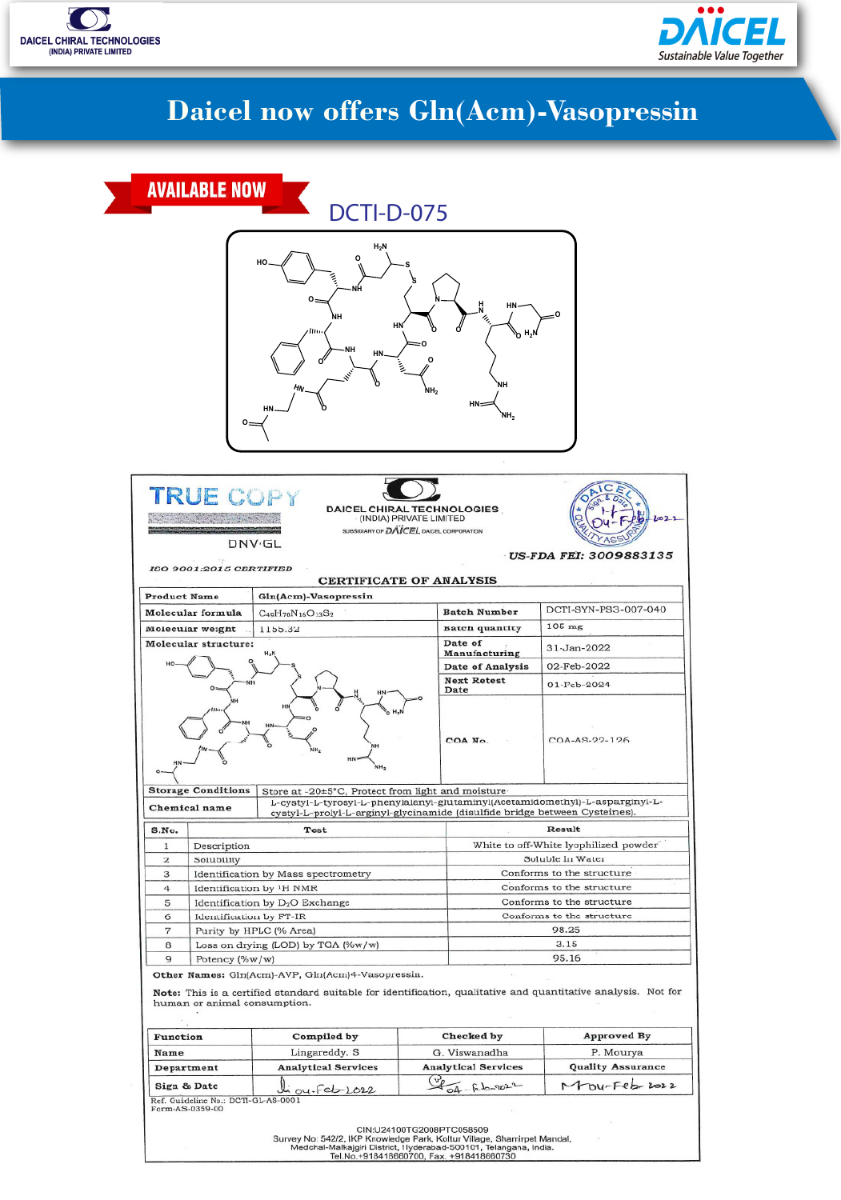DAICEL CHIRAL TECHNOLOGIES (INDIA) PRIVATE LIMITED

DAICEL Sustainable Value Together

# Daicel now offers Gln(Acm)-Vasopressin

AVAILABLE NOW

## DCTI-D-075

TRUE COPY

DNV·GL

ISO 9001:2015 CERTIFIED

DAICEL CHIRAL TECHNOLOGIES (INDIA) PRIVATE LIMITED
SUBSIDIARY OF DAICEL DAICEL CORPORATION

US-FDA FEI: 3009883135

### CERTIFICATE OF ANALYSIS

| Product Name | Gln(Acm)-Vasopressin | | |
|---|---|---|---|
| Molecular formula | $C_{48}H_{70}N_{16}O_{13}S_2$ | Batch Number | DCTI-SYN-PS3-007-040 |
| Molecular weight | 1155.32 | Batch quantity | 105 mg |
| Molecular structure: | | Date of Manufacturing | 31-Jan-2022 |
| | | Date of Analysis | 02-Feb-2022 |
| | | Next Retest Date | 01-Feb-2024 |
| | | COA No. | COA-AS-22-126 |
| Storage Conditions | Store at -20±5°C, Protect from light and moisture | | |
| Chemical name | L-cystyl-L-tyrosyl-L-phenylalanyl-L-glutaminyl(Acetamidomethyl)-L-asparginyl-L-cystyl-L-prolyl-L-arginyl-glycinamide (disulfide bridge between Cysteines). | | |

| S.No. | Test | Result |
|---|---|---|
| 1 | Description | White to off-White lyophilized powder |
| 2 | Solubility | Soluble in Water |
| 3 | Identification by Mass spectrometry | Conforms to the structure |
| 4 | Identification by $^1H$ NMR | Conforms to the structure |
| 5 | Identification by $D_2O$ Exchange | Conforms to the structure |
| 6 | Identification by FT-IR | Conforms to the structure |
| 7 | Purity by HPLC (% Area) | 98.25 |
| 8 | Loss on drying (LOD) by TGA (%w/w) | 3.15 |
| 9 | Potency (%w/w) | 95.16 |

**Other Names:** Gln(Acm)-AVP, Gln(Acm)4-Vasopressin.

**Note:** This is a certified standard suitable for identification, qualitative and quantitative analysis. Not for human or animal consumption.

| Function | Compiled by | Checked by | Approved By |
|---|---|---|---|
| Name | Lingareddy. S | G. Viswanadha | P. Mourya |
| Department | Analytical Services | Analytical Services | Quality Assurance |
| Sign & Date | 04-Feb-2022 | 04-Feb-2022 | 04-Feb-2022 |

Ref. Guideline No.: DCTI-GL-AS-0001
Form-AS-0359-00

CIN:U24100TG2008PTC058509
Survey No: 542/2, IKP Knowledge Park, Kolthur Village, Shamirpet Mandal, Medchal-Malkajgiri District, Hyderabad-500101, Telangana, India.
Tel.No.+918418660700, Fax. +918418660730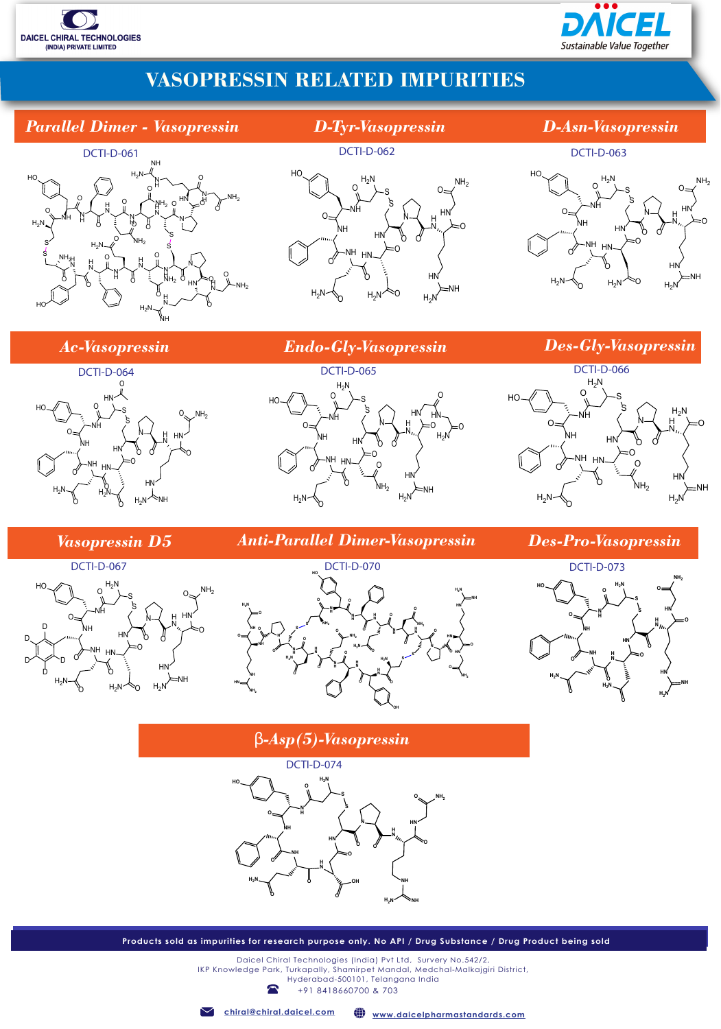DAICEL CHIRAL TECHNOLOGIES (INDIA) PRIVATE LIMITED

DAICEL Sustainable Value Together

# VASOPRESSIN RELATED IMPURITIES

## *Parallel Dimer - Vasopressin*

DCTI-D-061

## *D-Tyr-Vasopressin*

DCTI-D-062

## *D-Asn-Vasopressin*

DCTI-D-063

## *Ac-Vasopressin*

DCTI-D-064

## *Endo-Gly-Vasopressin*

DCTI-D-065

## *Des-Gly-Vasopressin*

DCTI-D-066

## *Vasopressin D5*

DCTI-D-067

## *Anti-Parallel Dimer-Vasopressin*

DCTI-D-070

## *Des-Pro-Vasopressin*

DCTI-D-073

## *β-Asp(5)-Vasopressin*

DCTI-D-074

**Products sold as impurities for research purpose only. No API / Drug Substance / Drug Product being sold**

Daicel Chiral Technologies (India) Pvt Ltd, Survery No.542/2,
IKP Knowledge Park, Turkapally, Shamirpet Mandal, Medchal-Malkajgiri District,
Hyderabad-500101, Telangana India

+91 8418660700 & 703

chiral@chiral.daicel.com

www.daicelpharmastandards.com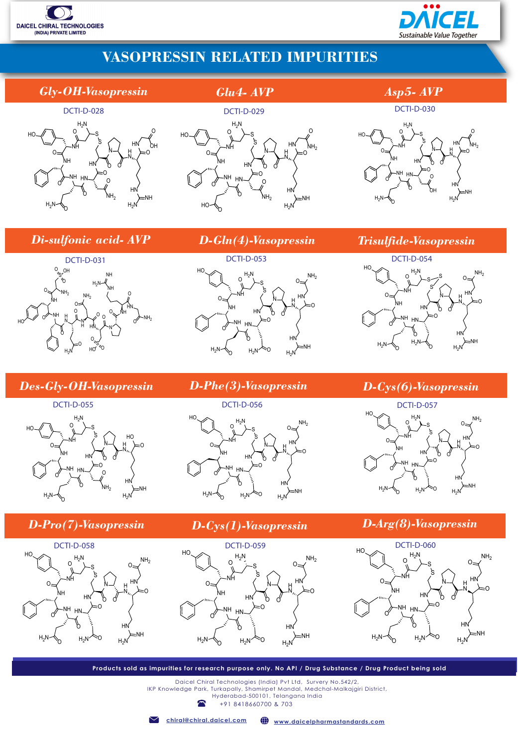DAICEL CHIRAL TECHNOLOGIES (INDIA) PRIVATE LIMITED

DAICEL Sustainable Value Together

# VASOPRESSIN RELATED IMPURITIES

## *Gly-OH-Vasopressin*

DCTI-D-028

## *Glu4- AVP*

DCTI-D-029

## *Asp5- AVP*

DCTI-D-030

## *Di-sulfonic acid- AVP*

DCTI-D-031

## *D-Gln(4)-Vasopressin*

DCTI-D-053

## *Trisulfide-Vasopressin*

DCTI-D-054

## *Des-Gly-OH-Vasopressin*

DCTI-D-055

## *D-Phe(3)-Vasopressin*

DCTI-D-056

## *D-Cys(6)-Vasopressin*

DCTI-D-057

## *D-Pro(7)-Vasopressin*

DCTI-D-058

## *D-Cys(1)-Vasopressin*

DCTI-D-059

## *D-Arg(8)-Vasopressin*

DCTI-D-060

**Products sold as impurities for research purpose only. No API / Drug Substance / Drug Product being sold**

Daicel Chiral Technologies (India) Pvt Ltd, Survey No.542/2,
IKP Knowledge Park, Turkapally, Shamirpet Mandal, Medchal-Malkajgiri District,
Hyderabad-500101, Telangana India
+91 8418660700 & 703

chiral@chiral.daicel.com www.daicelpharmastandards.com